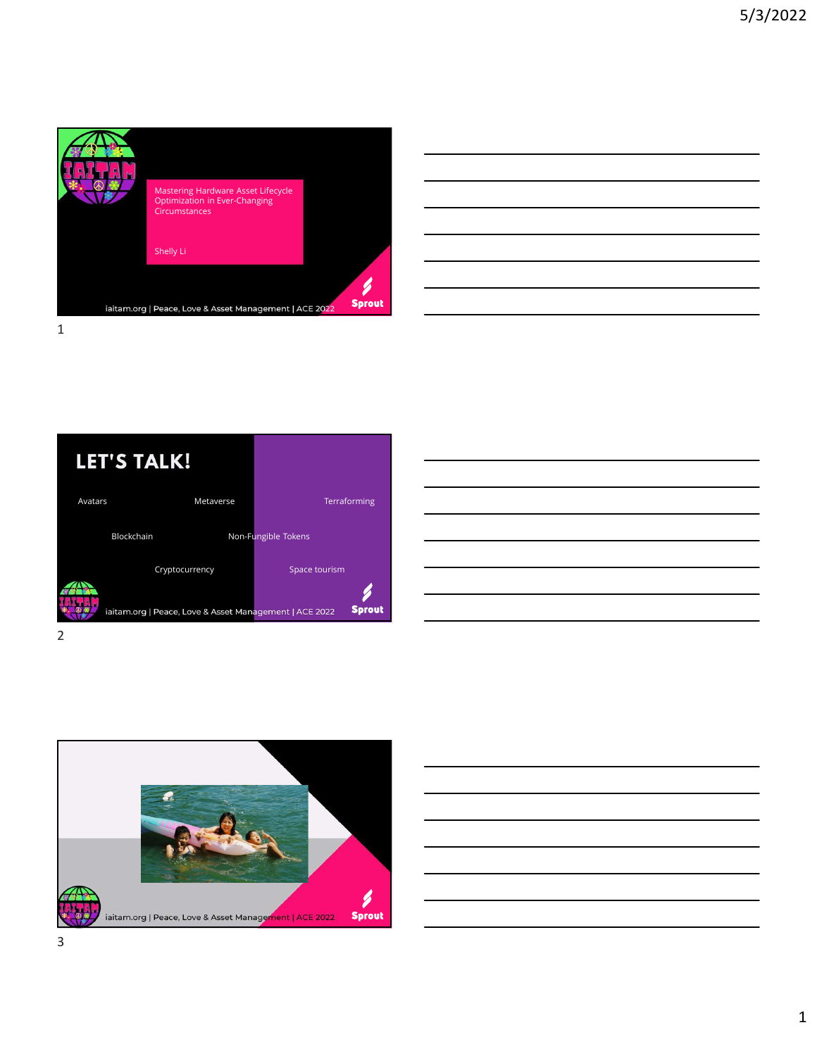Mastering Hardware Asset Lifecycle Optimization in Ever-Changing Circumstances

Shelly Li

iaitam.org | Peace, Love & Asset Management | ACE 2022

Sprout

1

## LET'S TALK!

Avatars

Metaverse

Terraforming

Blockchain

Non-Fungible Tokens

Cryptocurrency

Space tourism

iaitam.org | Peace, Love & Asset Management | ACE 2022

Sprout

2

iaitam.org | Peace, Love & Asset Management | ACE 2022

Sprout

3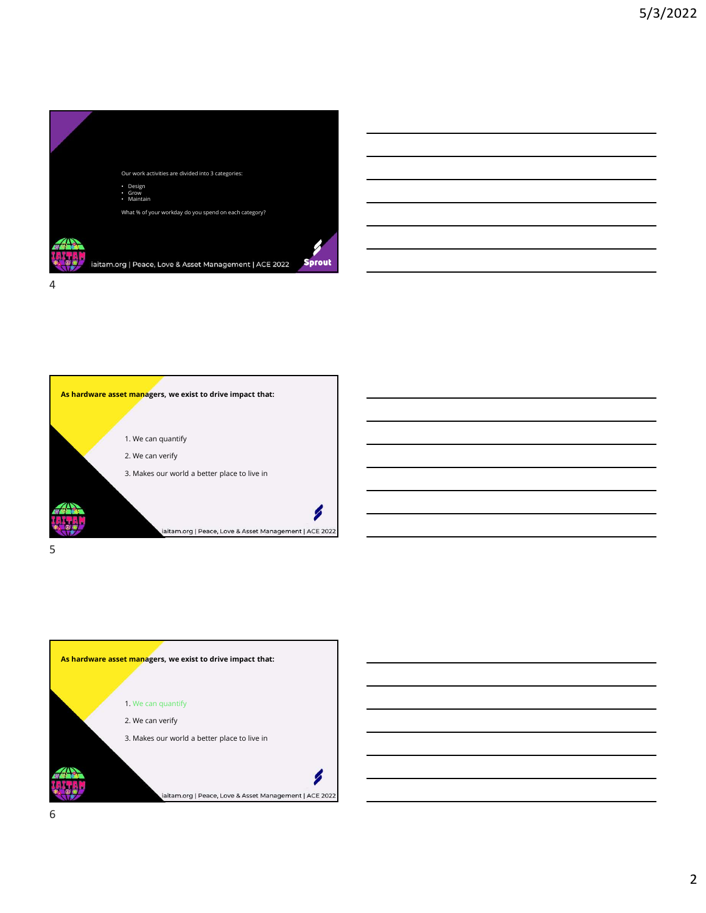Our work activities are divided into 3 categories:

- Design
- Grow
- Maintain

What % of your workday do you spend on each category?

iaitam.org | Peace, Love & Asset Management | ACE 2022

Sprout

**As hardware asset managers, we exist to drive impact that:**

1. We can quantify
2. We can verify
3. Makes our world a better place to live in

iaitam.org | Peace, Love & Asset Management | ACE 2022

**As hardware asset managers, we exist to drive impact that:**

1. We can quantify
2. We can verify
3. Makes our world a better place to live in

iaitam.org | Peace, Love & Asset Management | ACE 2022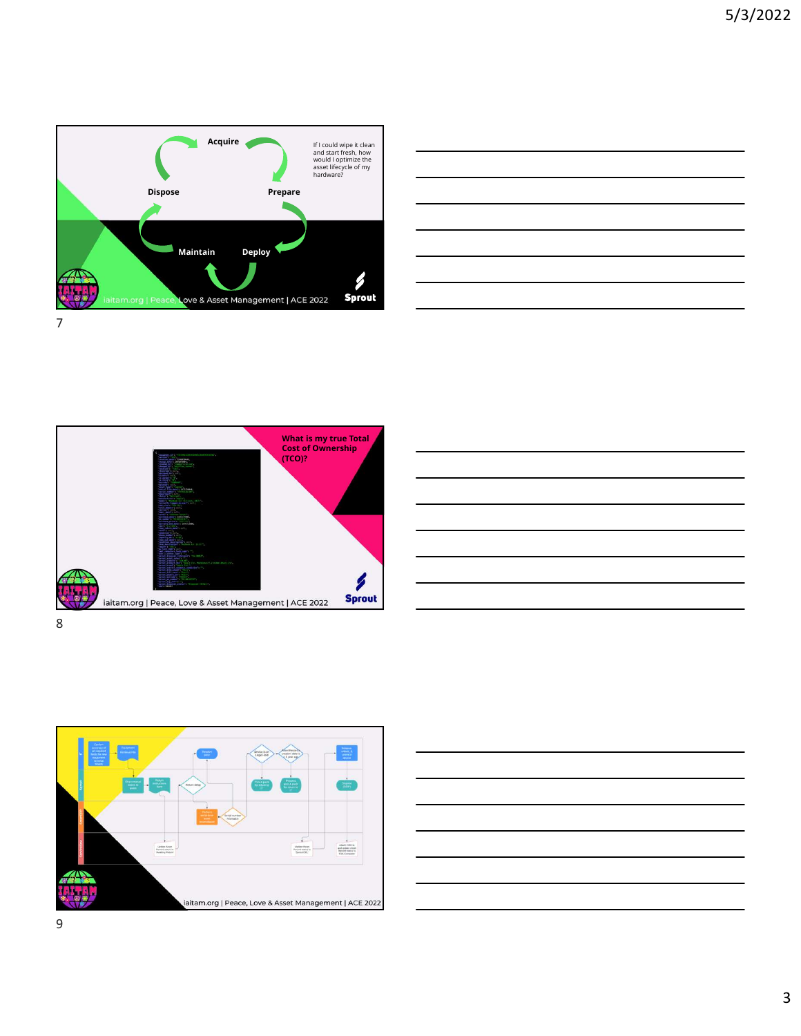Acquire

Dispose

Prepare

Maintain

Deploy

If I could wipe it clean and start fresh, how would I optimize the asset lifecycle of my hardware?

iaitam.org | Peace, Love & Asset Management | ACE 2022

Sprout

What is my true Total Cost of Ownership (TCO)?

iaitam.org | Peace, Love & Asset Management | ACE 2022

Sprout

iaitam.org | Peace, Love & Asset Management | ACE 2022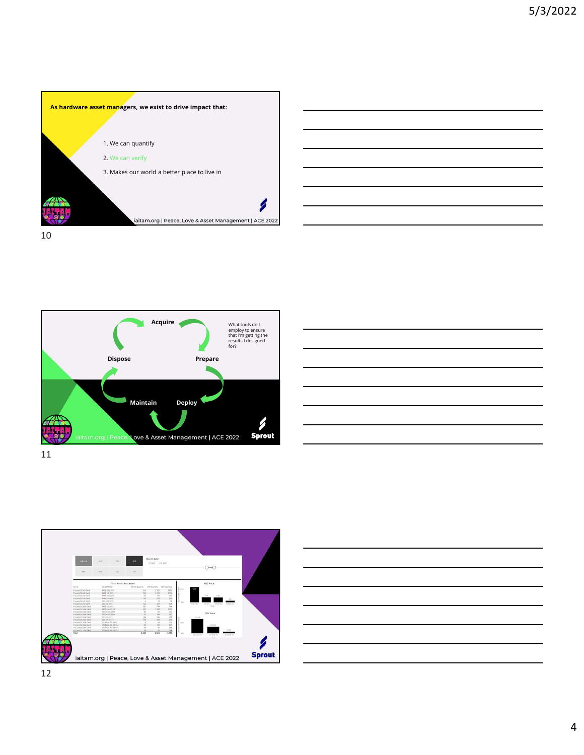As hardware asset managers, we exist to drive impact that:

1. We can quantify
2. We can verify
3. Makes our world a better place to live in

iaitam.org | Peace, Love & Asset Management | ACE 2022

Acquire

Prepare

Deploy

Maintain

Dispose

What tools do I employ to ensure that I'm getting the results I designed for?

iaitam.org | Peace, Love & Asset Management | ACE 2022

Sprout

iaitam.org | Peace, Love & Asset Management | ACE 2022

Sprout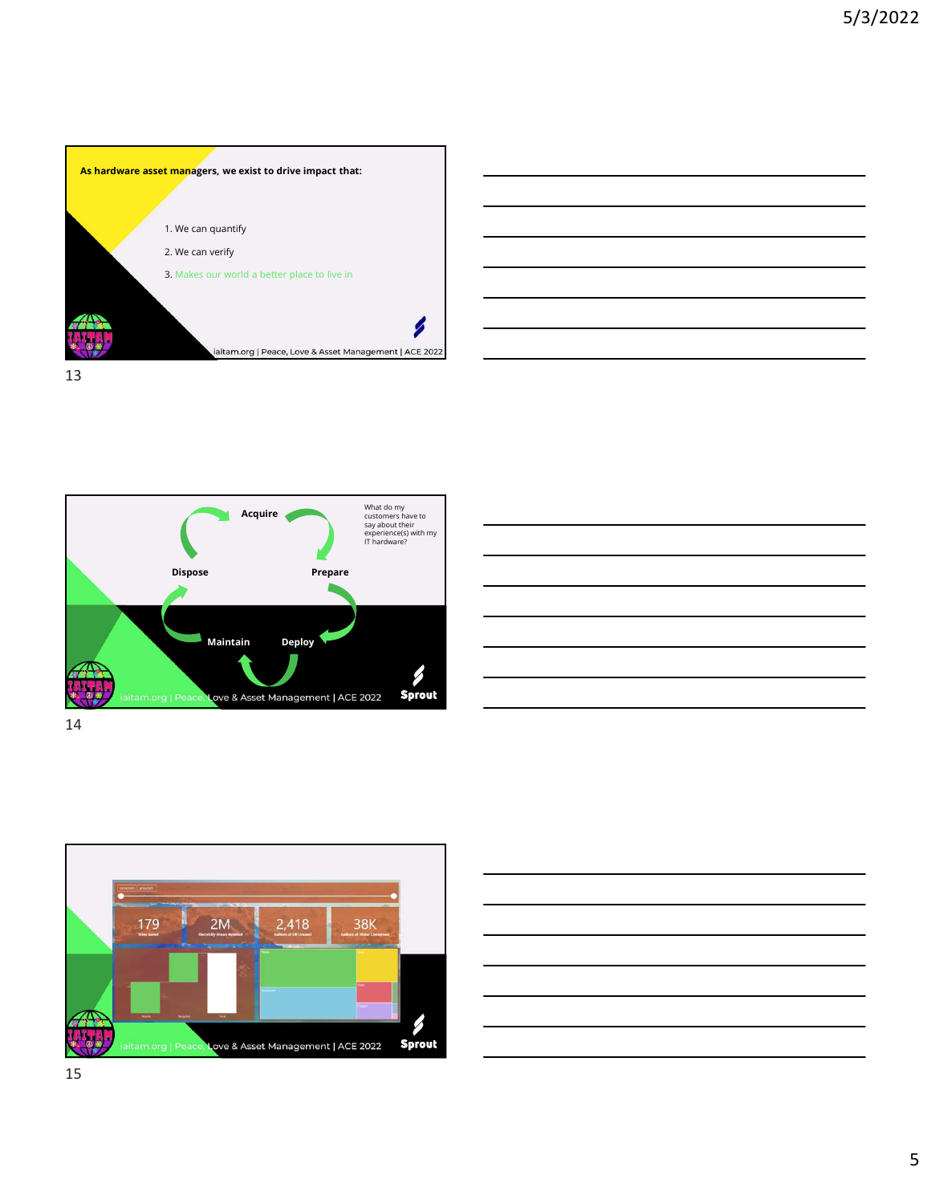As hardware asset managers, we exist to drive impact that:

1. We can quantify
2. We can verify
3. Makes our world a better place to live in

iaitam.org | Peace, Love & Asset Management | ACE 2022

Acquire

Prepare

Deploy

Maintain

Dispose

What do my customers have to say about their experience(s) with my IT hardware?

iaitam.org | Peace, Love & Asset Management | ACE 2022

Sprout

179

2M

2,418

38K

iaitam.org | Peace, Love & Asset Management | ACE 2022

Sprout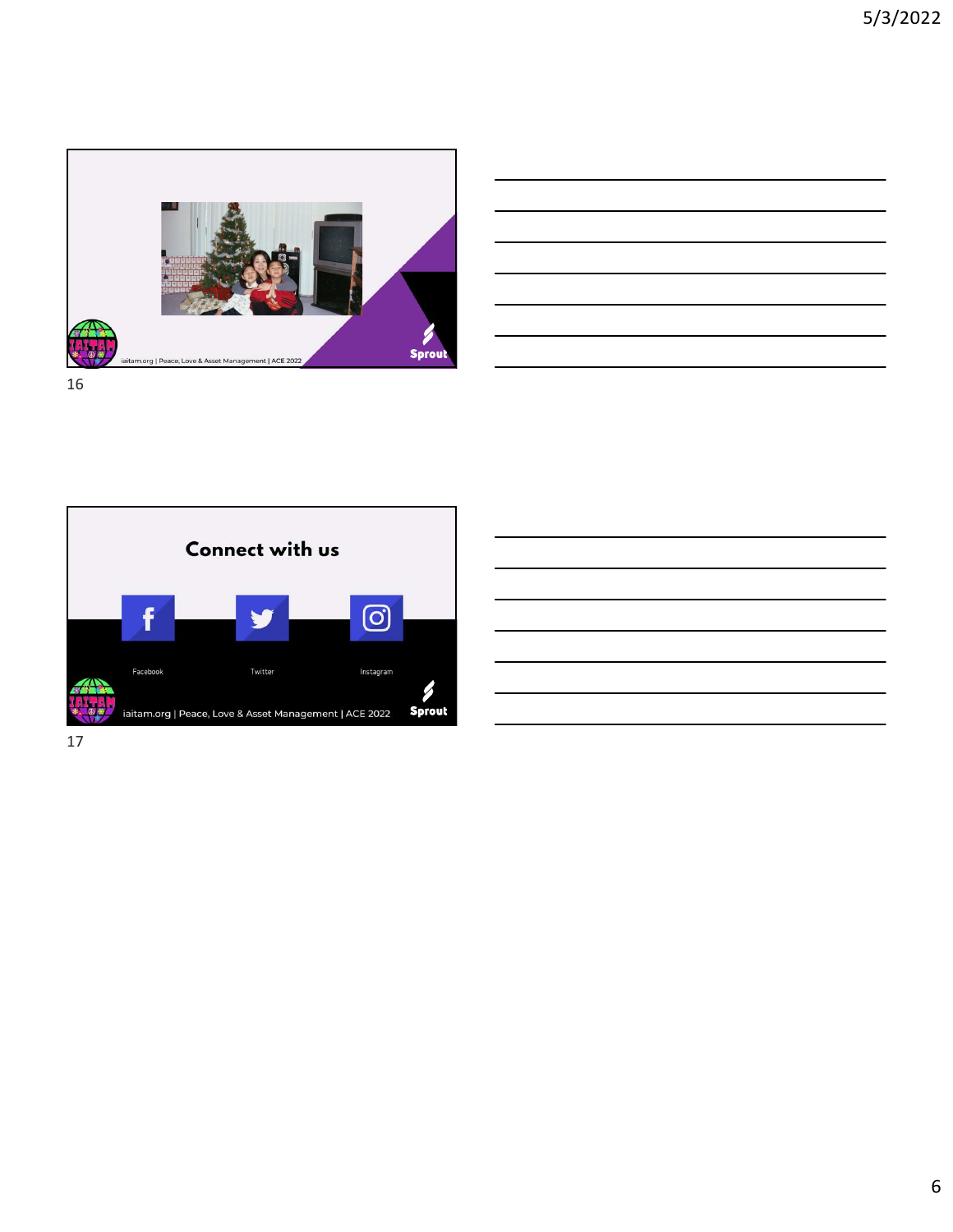iaitam.org | Peace, Love & Asset Management | ACE 2022

Sprout

## Connect with us

Facebook

Twitter

Instagram

iaitam.org | Peace, Love & Asset Management | ACE 2022

Sprout